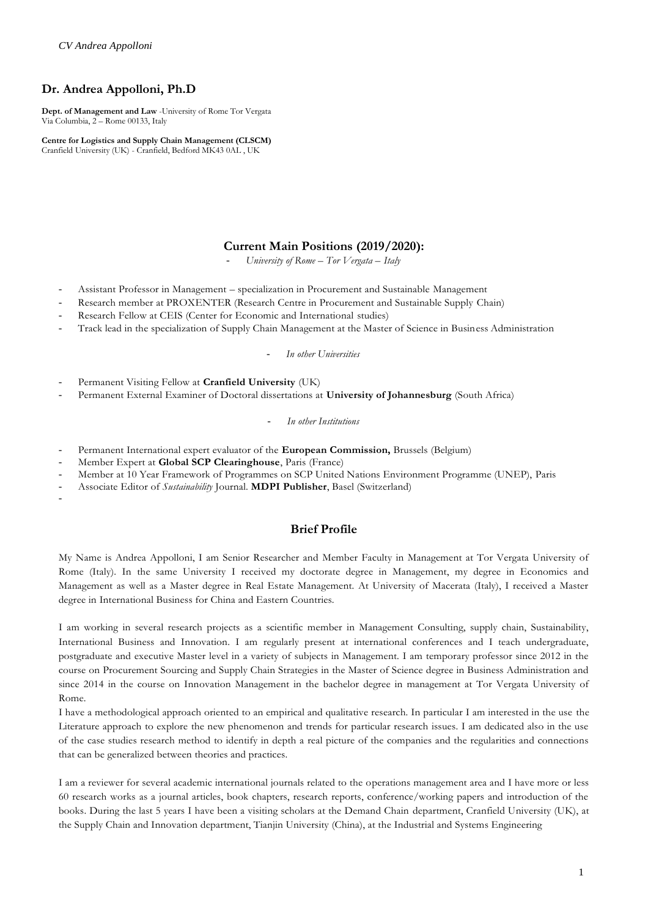# Dr. Andrea Appolloni, Ph.D

**Dept. of Management and Law** -University of Rome Tor Vergata
Via Columbia, 2 – Rome 00133, Italy

**Centre for Logistics and Supply Chain Management (CLSCM)**
Cranfield University (UK) - Cranfield, Bedford MK43 0AL , UK

## Current Main Positions (2019/2020):

- *University of Rome – Tor Vergata – Italy*

- Assistant Professor in Management – specialization in Procurement and Sustainable Management
- Research member at PROXENTER (Research Centre in Procurement and Sustainable Supply Chain)
- Research Fellow at CEIS (Center for Economic and International studies)
- Track lead in the specialization of Supply Chain Management at the Master of Science in Business Administration

- *In other Universities*

- Permanent Visiting Fellow at **Cranfield University** (UK)
- Permanent External Examiner of Doctoral dissertations at **University of Johannesburg** (South Africa)

- *In other Institutions*

- Permanent International expert evaluator of the **European Commission,** Brussels (Belgium)
- Member Expert at **Global SCP Clearinghouse**, Paris (France)
- Member at 10 Year Framework of Programmes on SCP United Nations Environment Programme (UNEP), Paris
- Associate Editor of *Sustainability* Journal. **MDPI Publisher**, Basel (Switzerland)
-

## Brief Profile

My Name is Andrea Appolloni, I am Senior Researcher and Member Faculty in Management at Tor Vergata University of Rome (Italy). In the same University I received my doctorate degree in Management, my degree in Economics and Management as well as a Master degree in Real Estate Management. At University of Macerata (Italy), I received a Master degree in International Business for China and Eastern Countries.

I am working in several research projects as a scientific member in Management Consulting, supply chain, Sustainability, International Business and Innovation. I am regularly present at international conferences and I teach undergraduate, postgraduate and executive Master level in a variety of subjects in Management. I am temporary professor since 2012 in the course on Procurement Sourcing and Supply Chain Strategies in the Master of Science degree in Business Administration and since 2014 in the course on Innovation Management in the bachelor degree in management at Tor Vergata University of Rome.

I have a methodological approach oriented to an empirical and qualitative research. In particular I am interested in the use the Literature approach to explore the new phenomenon and trends for particular research issues. I am dedicated also in the use of the case studies research method to identify in depth a real picture of the companies and the regularities and connections that can be generalized between theories and practices.

I am a reviewer for several academic international journals related to the operations management area and I have more or less 60 research works as a journal articles, book chapters, research reports, conference/working papers and introduction of the books. During the last 5 years I have been a visiting scholars at the Demand Chain department, Cranfield University (UK), at the Supply Chain and Innovation department, Tianjin University (China), at the Industrial and Systems Engineering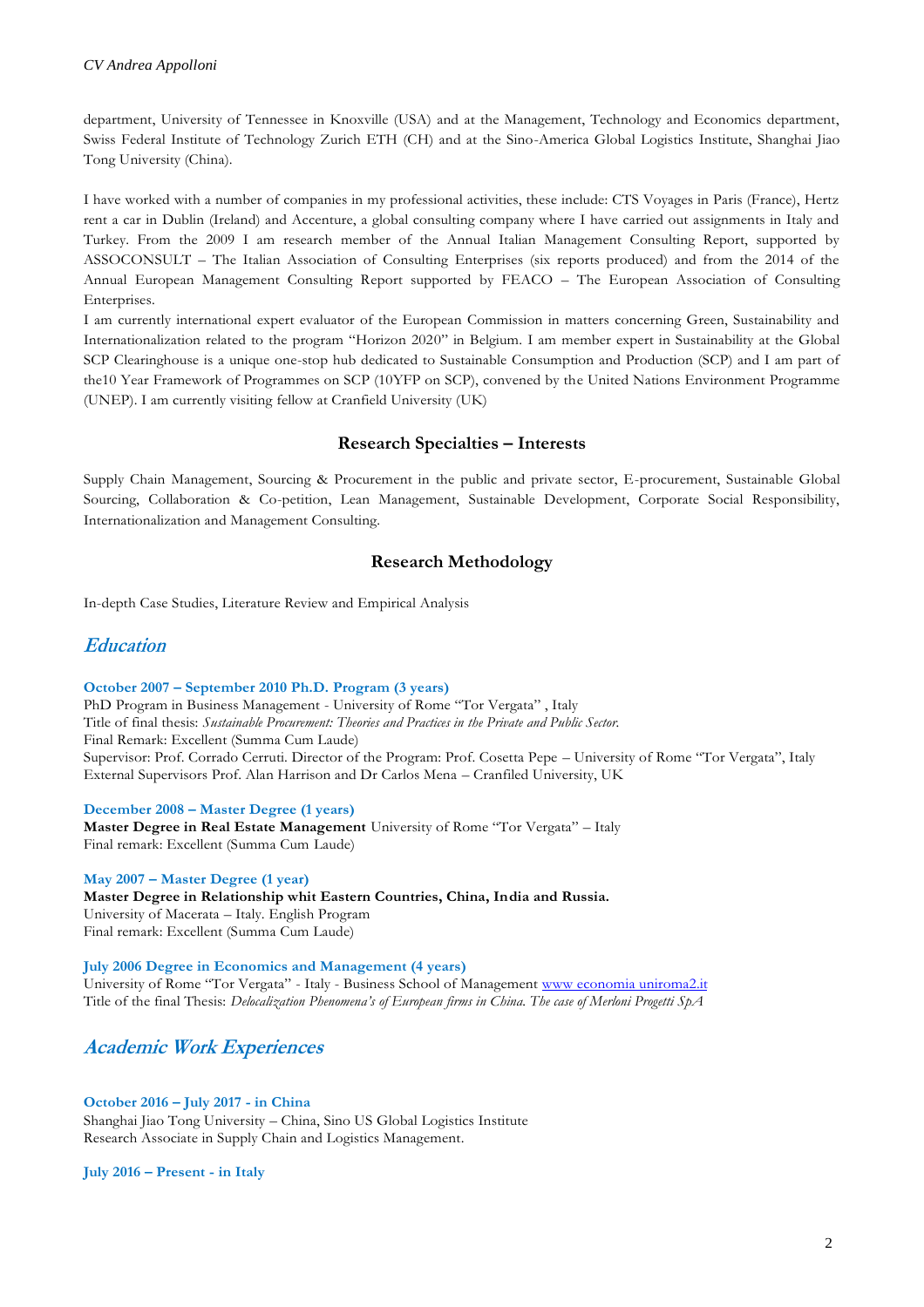department, University of Tennessee in Knoxville (USA) and at the Management, Technology and Economics department, Swiss Federal Institute of Technology Zurich ETH (CH) and at the Sino-America Global Logistics Institute, Shanghai Jiao Tong University (China).

I have worked with a number of companies in my professional activities, these include: CTS Voyages in Paris (France), Hertz rent a car in Dublin (Ireland) and Accenture, a global consulting company where I have carried out assignments in Italy and Turkey. From the 2009 I am research member of the Annual Italian Management Consulting Report, supported by ASSOCONSULT – The Italian Association of Consulting Enterprises (six reports produced) and from the 2014 of the Annual European Management Consulting Report supported by FEACO – The European Association of Consulting Enterprises.
I am currently international expert evaluator of the European Commission in matters concerning Green, Sustainability and Internationalization related to the program "Horizon 2020" in Belgium. I am member expert in Sustainability at the Global SCP Clearinghouse is a unique one-stop hub dedicated to Sustainable Consumption and Production (SCP) and I am part of the10 Year Framework of Programmes on SCP (10YFP on SCP), convened by the United Nations Environment Programme (UNEP). I am currently visiting fellow at Cranfield University (UK)

## Research Specialties – Interests

Supply Chain Management, Sourcing & Procurement in the public and private sector, E-procurement, Sustainable Global Sourcing, Collaboration & Co-petition, Lean Management, Sustainable Development, Corporate Social Responsibility, Internationalization and Management Consulting.

## Research Methodology

In-depth Case Studies, Literature Review and Empirical Analysis

## *Education*

**October 2007 – September 2010 Ph.D. Program (3 years)**
PhD Program in Business Management - University of Rome "Tor Vergata" , Italy
Title of final thesis: *Sustainable Procurement: Theories and Practices in the Private and Public Sector.*
Final Remark: Excellent (Summa Cum Laude)
Supervisor: Prof. Corrado Cerruti. Director of the Program: Prof. Cosetta Pepe – University of Rome "Tor Vergata", Italy
External Supervisors Prof. Alan Harrison and Dr Carlos Mena – Cranfiled University, UK

**December 2008 – Master Degree (1 years)**
**Master Degree in Real Estate Management** University of Rome "Tor Vergata" – Italy
Final remark: Excellent (Summa Cum Laude)

**May 2007 – Master Degree (1 year)**
**Master Degree in Relationship whit Eastern Countries, China, India and Russia.**
University of Macerata – Italy. English Program
Final remark: Excellent (Summa Cum Laude)

**July 2006 Degree in Economics and Management (4 years)**
University of Rome "Tor Vergata" - Italy - Business School of Management www economia uniroma2.it
Title of the final Thesis: *Delocalization Phenomena's of European firms in China. The case of Merloni Progetti SpA*

## *Academic Work Experiences*

**October 2016 – July 2017 - in China**
Shanghai Jiao Tong University – China, Sino US Global Logistics Institute
Research Associate in Supply Chain and Logistics Management.

**July 2016 – Present - in Italy**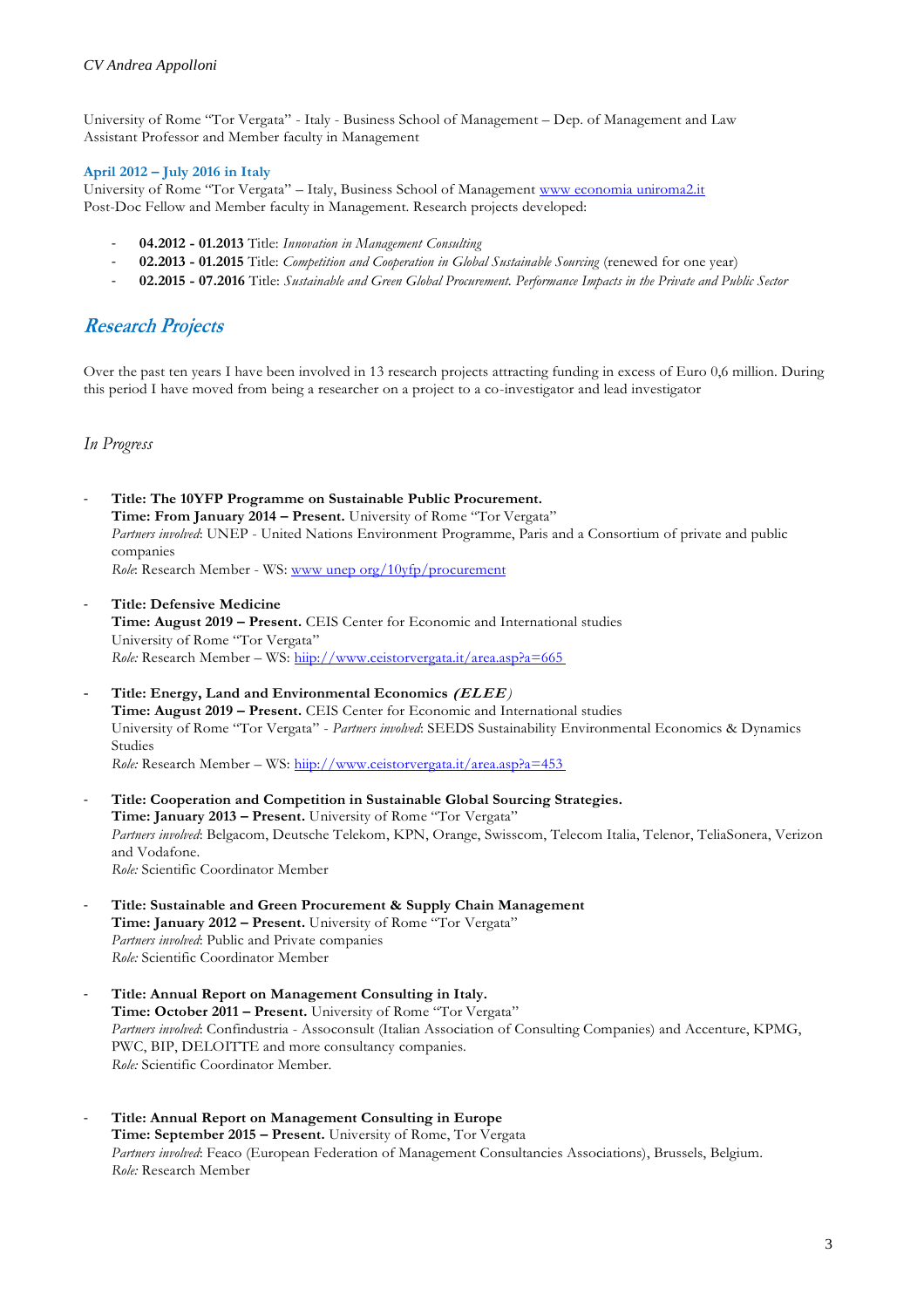University of Rome "Tor Vergata" - Italy - Business School of Management – Dep. of Management and Law
Assistant Professor and Member faculty in Management

**April 2012 – July 2016 in Italy**
University of Rome "Tor Vergata" – Italy, Business School of Management www economia uniroma2.it
Post-Doc Fellow and Member faculty in Management. Research projects developed:

- **04.2012 - 01.2013** Title: *Innovation in Management Consulting*
- **02.2013 - 01.2015** Title: *Competition and Cooperation in Global Sustainable Sourcing* (renewed for one year)
- **02.2015 - 07.2016** Title: *Sustainable and Green Global Procurement. Performance Impacts in the Private and Public Sector*

## Research Projects

Over the past ten years I have been involved in 13 research projects attracting funding in excess of Euro 0,6 million. During this period I have moved from being a researcher on a project to a co-investigator and lead investigator

### In Progress

- **Title: The 10YFP Programme on Sustainable Public Procurement.**
  **Time: From January 2014 – Present.** University of Rome "Tor Vergata"
  *Partners involved*: UNEP - United Nations Environment Programme, Paris and a Consortium of private and public companies
  *Role*: Research Member - WS: www unep org/10yfp/procurement

- **Title: Defensive Medicine**
  **Time: August 2019 – Present.** CEIS Center for Economic and International studies
  University of Rome "Tor Vergata"
  *Role:* Research Member – WS: hiip://www.ceistorvergata.it/area.asp?a=665

- **Title: Energy, Land and Environmental Economics *(ELEE)***
  **Time: August 2019 – Present.** CEIS Center for Economic and International studies
  University of Rome "Tor Vergata" - *Partners involved*: SEEDS Sustainability Environmental Economics & Dynamics Studies
  *Role:* Research Member – WS: hiip://www.ceistorvergata.it/area.asp?a=453

- **Title: Cooperation and Competition in Sustainable Global Sourcing Strategies.**
  **Time: January 2013 – Present.** University of Rome "Tor Vergata"
  *Partners involved*: Belgacom, Deutsche Telekom, KPN, Orange, Swisscom, Telecom Italia, Telenor, TeliaSonera, Verizon and Vodafone.
  *Role:* Scientific Coordinator Member

- **Title: Sustainable and Green Procurement & Supply Chain Management**
  **Time: January 2012 – Present.** University of Rome "Tor Vergata"
  *Partners involved*: Public and Private companies
  *Role:* Scientific Coordinator Member

- **Title: Annual Report on Management Consulting in Italy.**
  **Time: October 2011 – Present.** University of Rome "Tor Vergata"
  *Partners involved*: Confindustria - Assoconsult (Italian Association of Consulting Companies) and Accenture, KPMG, PWC, BIP, DELOITTE and more consultancy companies.
  *Role:* Scientific Coordinator Member.

- **Title: Annual Report on Management Consulting in Europe**
  **Time: September 2015 – Present.** University of Rome, Tor Vergata
  *Partners involved*: Feaco (European Federation of Management Consultancies Associations), Brussels, Belgium.
  *Role:* Research Member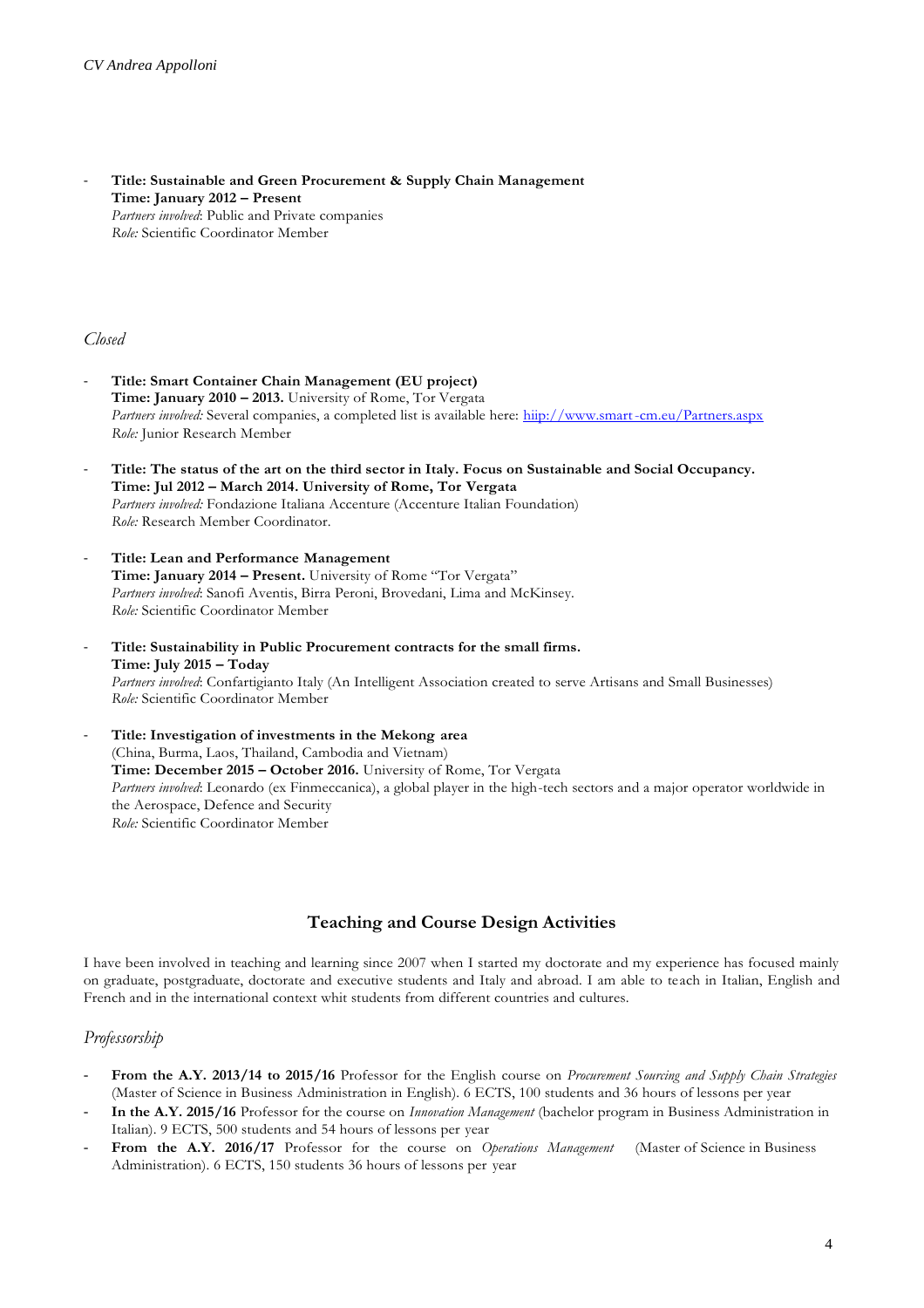- **Title: Sustainable and Green Procurement & Supply Chain Management**
  **Time: January 2012 – Present**
  *Partners involved*: Public and Private companies
  *Role:* Scientific Coordinator Member

*Closed*

- **Title: Smart Container Chain Management (EU project)**
  **Time: January 2010 – 2013.** University of Rome, Tor Vergata
  *Partners involved:* Several companies, a completed list is available here: hiip://www.smart-cm.eu/Partners.aspx
  *Role:* Junior Research Member

- **Title: The status of the art on the third sector in Italy. Focus on Sustainable and Social Occupancy.**
  **Time: Jul 2012 – March 2014. University of Rome, Tor Vergata**
  *Partners involved:* Fondazione Italiana Accenture (Accenture Italian Foundation)
  *Role:* Research Member Coordinator.

- **Title: Lean and Performance Management**
  **Time: January 2014 – Present.** University of Rome "Tor Vergata"
  *Partners involved*: Sanofi Aventis, Birra Peroni, Brovedani, Lima and McKinsey.
  *Role:* Scientific Coordinator Member

- **Title: Sustainability in Public Procurement contracts for the small firms.**
  **Time: July 2015 – Today**
  *Partners involved*: Confartigianto Italy (An Intelligent Association created to serve Artisans and Small Businesses)
  *Role:* Scientific Coordinator Member

- **Title: Investigation of investments in the Mekong area**
  (China, Burma, Laos, Thailand, Cambodia and Vietnam)
  **Time: December 2015 – October 2016.** University of Rome, Tor Vergata
  *Partners involved*: Leonardo (ex Finmeccanica), a global player in the high-tech sectors and a major operator worldwide in the Aerospace, Defence and Security
  *Role:* Scientific Coordinator Member

## Teaching and Course Design Activities

I have been involved in teaching and learning since 2007 when I started my doctorate and my experience has focused mainly on graduate, postgraduate, doctorate and executive students and Italy and abroad. I am able to teach in Italian, English and French and in the international context whit students from different countries and cultures.

*Professorship*

- **From the A.Y. 2013/14 to 2015/16** Professor for the English course on *Procurement Sourcing and Supply Chain Strategies* (Master of Science in Business Administration in English). 6 ECTS, 100 students and 36 hours of lessons per year
- **In the A.Y. 2015/16** Professor for the course on *Innovation Management* (bachelor program in Business Administration in Italian). 9 ECTS, 500 students and 54 hours of lessons per year
- **From the A.Y. 2016/17** Professor for the course on *Operations Management* (Master of Science in Business Administration). 6 ECTS, 150 students 36 hours of lessons per year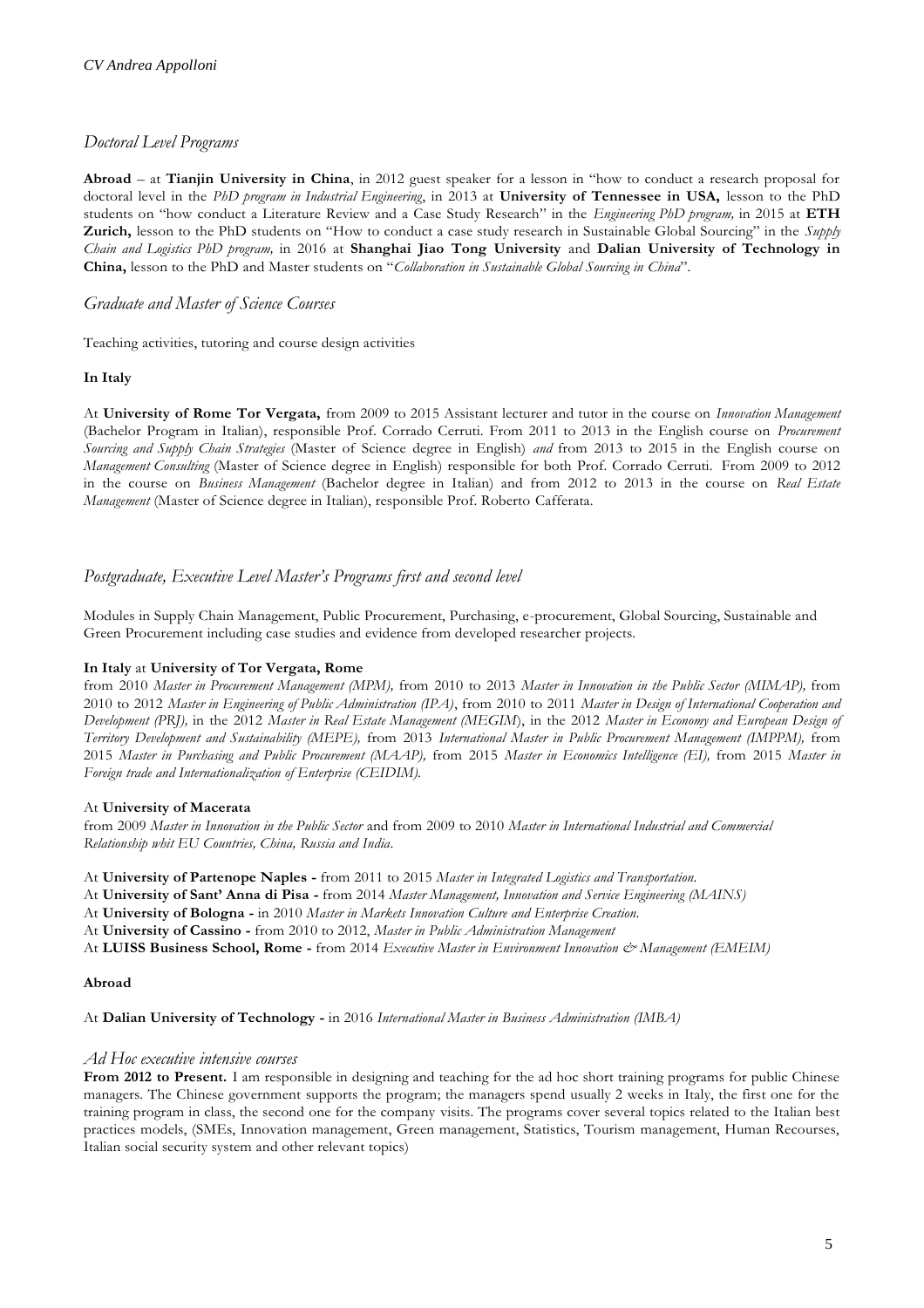## *Doctoral Level Programs*

**Abroad** – at **Tianjin University in China**, in 2012 guest speaker for a lesson in "how to conduct a research proposal for doctoral level in the *PhD program in Industrial Engineering*, in 2013 at **University of Tennessee in USA,** lesson to the PhD students on "how conduct a Literature Review and a Case Study Research" in the *Engineering PhD program,* in 2015 at **ETH Zurich,** lesson to the PhD students on "How to conduct a case study research in Sustainable Global Sourcing" in the *Supply Chain and Logistics PhD program,* in 2016 at **Shanghai Jiao Tong University** and **Dalian University of Technology in China,** lesson to the PhD and Master students on "*Collaboration in Sustainable Global Sourcing in China*".

## *Graduate and Master of Science Courses*

Teaching activities, tutoring and course design activities

**In Italy**

At **University of Rome Tor Vergata,** from 2009 to 2015 Assistant lecturer and tutor in the course on *Innovation Management* (Bachelor Program in Italian), responsible Prof. Corrado Cerruti. From 2011 to 2013 in the English course on *Procurement Sourcing and Supply Chain Strategies* (Master of Science degree in English) *and* from 2013 to 2015 in the English course on *Management Consulting* (Master of Science degree in English) responsible for both Prof. Corrado Cerruti. From 2009 to 2012 in the course on *Business Management* (Bachelor degree in Italian) and from 2012 to 2013 in the course on *Real Estate Management* (Master of Science degree in Italian), responsible Prof. Roberto Cafferata.

## *Postgraduate, Executive Level Master's Programs first and second level*

Modules in Supply Chain Management, Public Procurement, Purchasing, e-procurement, Global Sourcing, Sustainable and Green Procurement including case studies and evidence from developed researcher projects.

**In Italy** at **University of Tor Vergata, Rome**

from 2010 *Master in Procurement Management (MPM),* from 2010 to 2013 *Master in Innovation in the Public Sector (MIMAP),* from 2010 to 2012 *Master in Engineering of Public Administration (IPA)*, from 2010 to 2011 *Master in Design of International Cooperation and Development (PRJ),* in the 2012 *Master in Real Estate Management (MEGIM*), in the 2012 *Master in Economy and European Design of Territory Development and Sustainability (MEPE),* from 2013 *International Master in Public Procurement Management (IMPPM),* from 2015 *Master in Purchasing and Public Procurement (MAAP),* from 2015 *Master in Economics Intelligence (EI),* from 2015 *Master in Foreign trade and Internationalization of Enterprise (CEIDIM).*

At **University of Macerata**

from 2009 *Master in Innovation in the Public Sector* and from 2009 to 2010 *Master in International Industrial and Commercial Relationship whit EU Countries, China, Russia and India.*

At **University of Partenope Naples -** from 2011 to 2015 *Master in Integrated Logistics and Transportation.*
At **University of Sant' Anna di Pisa -** from 2014 *Master Management, Innovation and Service Engineering (MAINS)*
At **University of Bologna -** in 2010 *Master in Markets Innovation Culture and Enterprise Creation.*
At **University of Cassino -** from 2010 to 2012, *Master in Public Administration Management*
At **LUISS Business School, Rome -** from 2014 *Executive Master in Environment Innovation & Management (EMEIM)*

**Abroad**

At **Dalian University of Technology -** in 2016 *International Master in Business Administration (IMBA)*

## *Ad Hoc executive intensive courses*

**From 2012 to Present.** I am responsible in designing and teaching for the ad hoc short training programs for public Chinese managers. The Chinese government supports the program; the managers spend usually 2 weeks in Italy, the first one for the training program in class, the second one for the company visits. The programs cover several topics related to the Italian best practices models, (SMEs, Innovation management, Green management, Statistics, Tourism management, Human Recourses, Italian social security system and other relevant topics)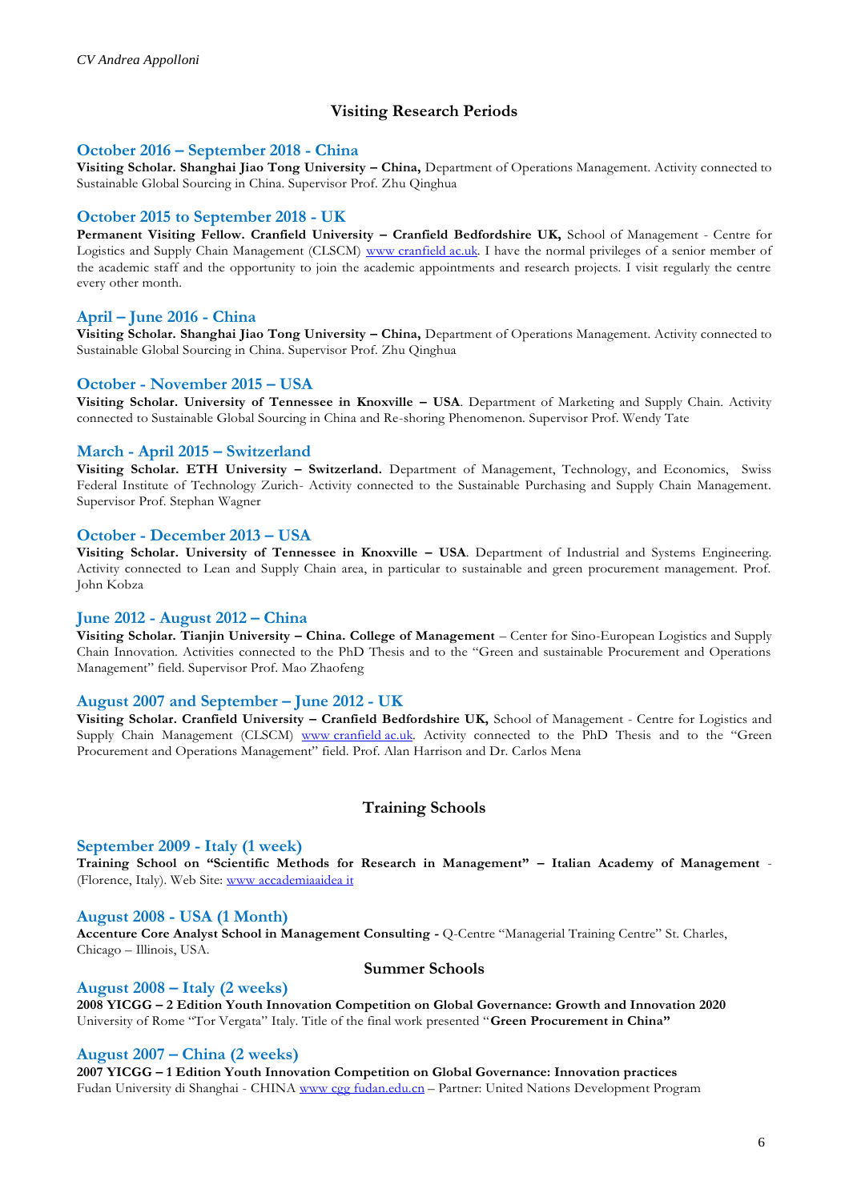## Visiting Research Periods

### October 2016 – September 2018 - China

**Visiting Scholar. Shanghai Jiao Tong University – China,** Department of Operations Management. Activity connected to Sustainable Global Sourcing in China. Supervisor Prof. Zhu Qinghua

### October 2015 to September 2018 - UK

**Permanent Visiting Fellow. Cranfield University – Cranfield Bedfordshire UK,** School of Management - Centre for Logistics and Supply Chain Management (CLSCM) www.cranfield.ac.uk. I have the normal privileges of a senior member of the academic staff and the opportunity to join the academic appointments and research projects. I visit regularly the centre every other month.

### April – June 2016 - China

**Visiting Scholar. Shanghai Jiao Tong University – China,** Department of Operations Management. Activity connected to Sustainable Global Sourcing in China. Supervisor Prof. Zhu Qinghua

### October - November 2015 – USA

**Visiting Scholar. University of Tennessee in Knoxville – USA**. Department of Marketing and Supply Chain. Activity connected to Sustainable Global Sourcing in China and Re-shoring Phenomenon. Supervisor Prof. Wendy Tate

### March - April 2015 – Switzerland

**Visiting Scholar. ETH University – Switzerland.** Department of Management, Technology, and Economics, Swiss Federal Institute of Technology Zurich- Activity connected to the Sustainable Purchasing and Supply Chain Management. Supervisor Prof. Stephan Wagner

### October - December 2013 – USA

**Visiting Scholar. University of Tennessee in Knoxville – USA**. Department of Industrial and Systems Engineering. Activity connected to Lean and Supply Chain area, in particular to sustainable and green procurement management. Prof. John Kobza

### June 2012 - August 2012 – China

**Visiting Scholar. Tianjin University – China. College of Management** – Center for Sino-European Logistics and Supply Chain Innovation. Activities connected to the PhD Thesis and to the "Green and sustainable Procurement and Operations Management" field. Supervisor Prof. Mao Zhaofeng

### August 2007 and September – June 2012 - UK

**Visiting Scholar. Cranfield University – Cranfield Bedfordshire UK,** School of Management - Centre for Logistics and Supply Chain Management (CLSCM) www.cranfield.ac.uk. Activity connected to the PhD Thesis and to the "Green Procurement and Operations Management" field. Prof. Alan Harrison and Dr. Carlos Mena

## Training Schools

### September 2009 - Italy (1 week)

**Training School on "Scientific Methods for Research in Management" – Italian Academy of Management** - (Florence, Italy). Web Site: www.accademiaaidea.it

### August 2008 - USA (1 Month)

**Accenture Core Analyst School in Management Consulting -** Q-Centre "Managerial Training Centre" St. Charles, Chicago – Illinois, USA.

## Summer Schools

### August 2008 – Italy (2 weeks)

**2008 YICGG – 2 Edition Youth Innovation Competition on Global Governance: Growth and Innovation 2020**
University of Rome "Tor Vergata" Italy. Title of the final work presented "**Green Procurement in China"**

### August 2007 – China (2 weeks)

**2007 YICGG – 1 Edition Youth Innovation Competition on Global Governance: Innovation practices**
Fudan University di Shanghai - CHINA www.cgg.fudan.edu.cn – Partner: United Nations Development Program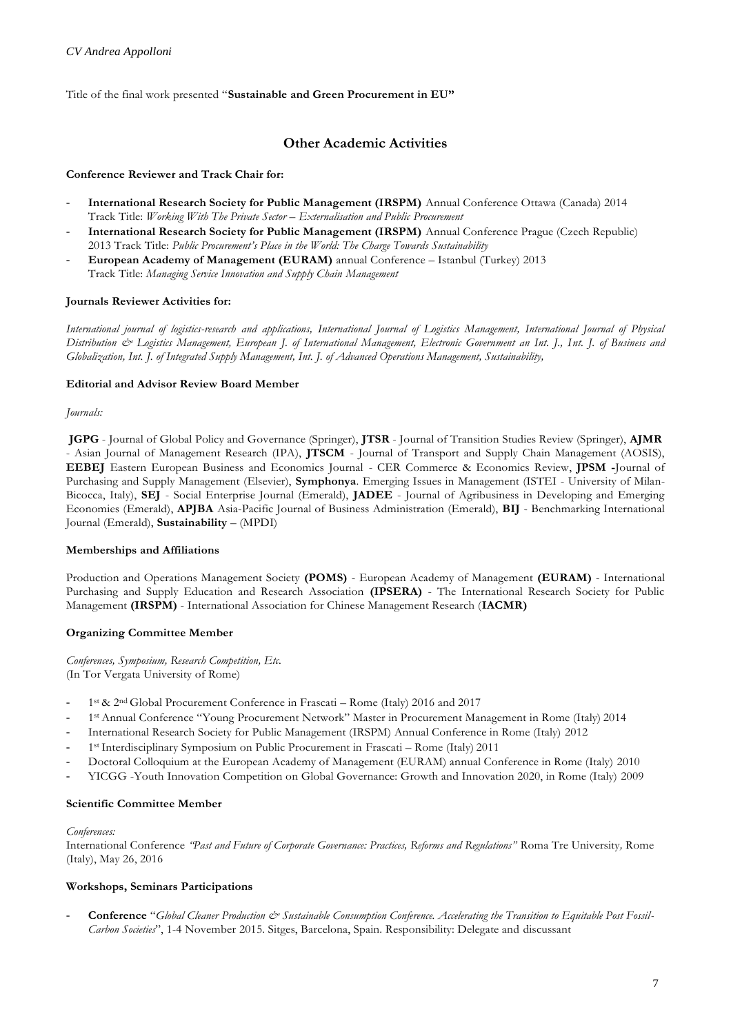Title of the final work presented "**Sustainable and Green Procurement in EU"**

## Other Academic Activities

**Conference Reviewer and Track Chair for:**

- **International Research Society for Public Management (IRSPM)** Annual Conference Ottawa (Canada) 2014 Track Title: *Working With The Private Sector – Externalisation and Public Procurement*
- **International Research Society for Public Management (IRSPM)** Annual Conference Prague (Czech Republic) 2013 Track Title: *Public Procurement's Place in the World: The Charge Towards Sustainability*
- **European Academy of Management (EURAM)** annual Conference – Istanbul (Turkey) 2013 Track Title: *Managing Service Innovation and Supply Chain Management*

**Journals Reviewer Activities for:**

*International journal of logistics-research and applications, International Journal of Logistics Management, International Journal of Physical Distribution & Logistics Management, European J. of International Management, Electronic Government an Int. J., Int. J. of Business and Globalization, Int. J. of Integrated Supply Management, Int. J. of Advanced Operations Management, Sustainability,*

**Editorial and Advisor Review Board Member**

*Journals:*

**JGPG** - Journal of Global Policy and Governance (Springer), **JTSR** - Journal of Transition Studies Review (Springer), **AJMR** - Asian Journal of Management Research (IPA), **JTSCM** - Journal of Transport and Supply Chain Management (AOSIS), **EEBEJ** Eastern European Business and Economics Journal - CER Commerce & Economics Review, **JPSM** -Journal of Purchasing and Supply Management (Elsevier), **Symphonya**. Emerging Issues in Management (ISTEI - University of Milan-Bicocca, Italy), **SEJ** - Social Enterprise Journal (Emerald), **JADEE** - Journal of Agribusiness in Developing and Emerging Economies (Emerald), **APJBA** Asia-Pacific Journal of Business Administration (Emerald), **BIJ** - Benchmarking International Journal (Emerald), **Sustainability** – (MPDI)

**Memberships and Affiliations**

Production and Operations Management Society **(POMS)** - European Academy of Management **(EURAM)** - International Purchasing and Supply Education and Research Association **(IPSERA)** - The International Research Society for Public Management **(IRSPM)** - International Association for Chinese Management Research (**IACMR)**

**Organizing Committee Member**

*Conferences, Symposium, Research Competition, Etc.*
(In Tor Vergata University of Rome)

- 1st & 2nd Global Procurement Conference in Frascati – Rome (Italy) 2016 and 2017
- 1st Annual Conference "Young Procurement Network" Master in Procurement Management in Rome (Italy) 2014
- International Research Society for Public Management (IRSPM) Annual Conference in Rome (Italy) 2012
- 1st Interdisciplinary Symposium on Public Procurement in Frascati – Rome (Italy) 2011
- Doctoral Colloquium at the European Academy of Management (EURAM) annual Conference in Rome (Italy) 2010
- YICGG -Youth Innovation Competition on Global Governance: Growth and Innovation 2020, in Rome (Italy) 2009

**Scientific Committee Member**

*Conferences:*
International Conference *"Past and Future of Corporate Governance: Practices, Reforms and Regulations"* Roma Tre University, Rome (Italy), May 26, 2016

**Workshops, Seminars Participations**

- **Conference** "*Global Cleaner Production & Sustainable Consumption Conference. Accelerating the Transition to Equitable Post Fossil-Carbon Societies*", 1-4 November 2015. Sitges, Barcelona, Spain. Responsibility: Delegate and discussant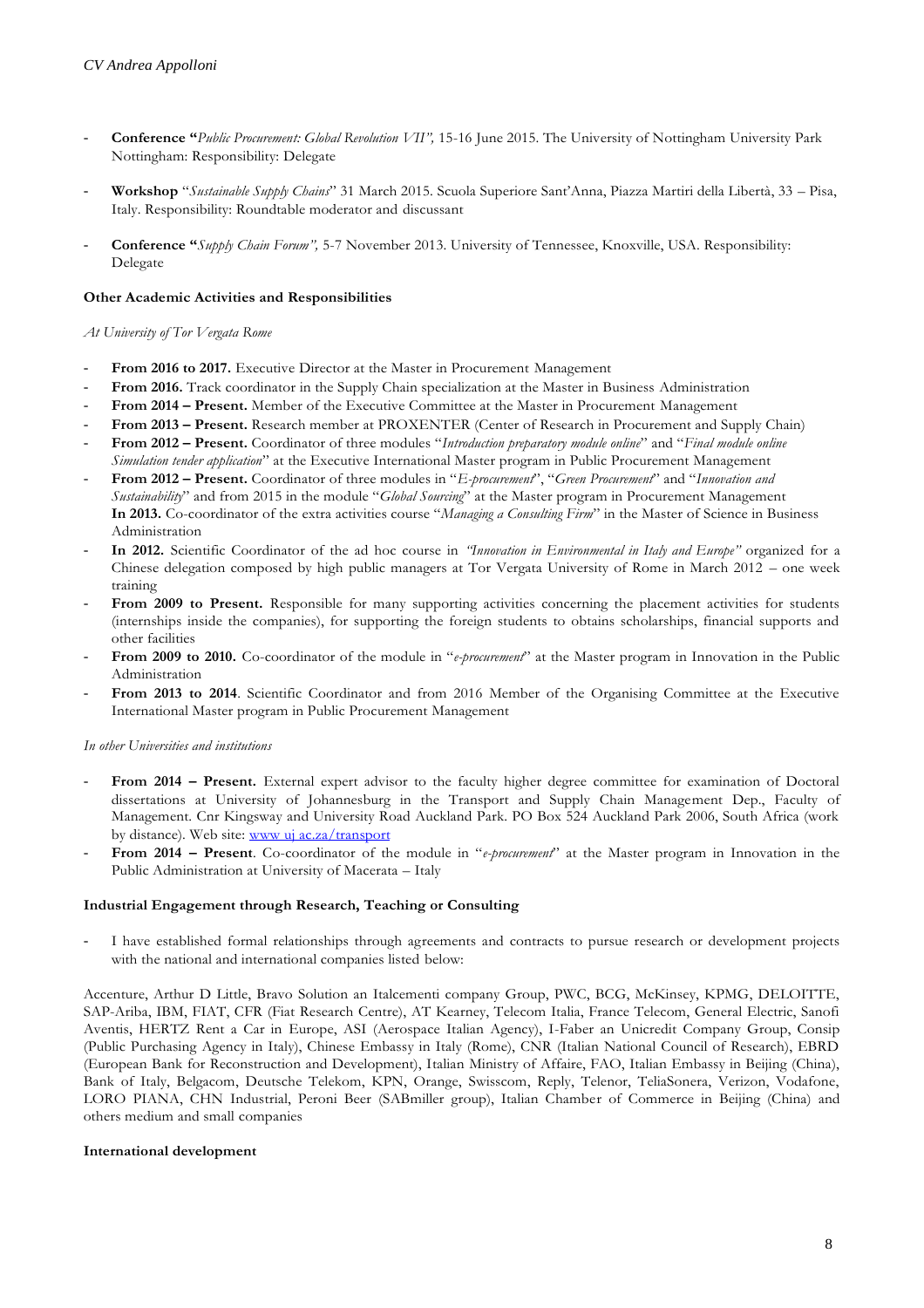- **Conference "***Public Procurement: Global Revolution VII",* 15-16 June 2015. The University of Nottingham University Park Nottingham: Responsibility: Delegate

- **Workshop** "*Sustainable Supply Chains*" 31 March 2015. Scuola Superiore Sant'Anna, Piazza Martiri della Libertà, 33 – Pisa, Italy. Responsibility: Roundtable moderator and discussant

- **Conference "***Supply Chain Forum",* 5-7 November 2013. University of Tennessee, Knoxville, USA. Responsibility: Delegate

**Other Academic Activities and Responsibilities**

*At University of Tor Vergata Rome*

- **From 2016 to 2017.** Executive Director at the Master in Procurement Management
- **From 2016.** Track coordinator in the Supply Chain specialization at the Master in Business Administration
- **From 2014 – Present.** Member of the Executive Committee at the Master in Procurement Management
- **From 2013 – Present.** Research member at PROXENTER (Center of Research in Procurement and Supply Chain)
- **From 2012 – Present.** Coordinator of three modules "*Introduction preparatory module online*" and "*Final module online Simulation tender application*" at the Executive International Master program in Public Procurement Management
- **From 2012 – Present.** Coordinator of three modules in "*E-procurement*", "*Green Procurement*" and "*Innovation and Sustainability*" and from 2015 in the module "*Global Sourcing*" at the Master program in Procurement Management
  **In 2013.** Co-coordinator of the extra activities course "*Managing a Consulting Firm*" in the Master of Science in Business Administration
- **In 2012.** Scientific Coordinator of the ad hoc course in *"Innovation in Environmental in Italy and Europe"* organized for a Chinese delegation composed by high public managers at Tor Vergata University of Rome in March 2012 – one week training
- **From 2009 to Present.** Responsible for many supporting activities concerning the placement activities for students (internships inside the companies), for supporting the foreign students to obtains scholarships, financial supports and other facilities
- **From 2009 to 2010.** Co-coordinator of the module in "*e-procurement*" at the Master program in Innovation in the Public Administration
- **From 2013 to 2014**. Scientific Coordinator and from 2016 Member of the Organising Committee at the Executive International Master program in Public Procurement Management

*In other Universities and institutions*

- **From 2014 – Present.** External expert advisor to the faculty higher degree committee for examination of Doctoral dissertations at University of Johannesburg in the Transport and Supply Chain Management Dep., Faculty of Management. Cnr Kingsway and University Road Auckland Park. PO Box 524 Auckland Park 2006, South Africa (work by distance). Web site: www uj ac.za/transport
- **From 2014 – Present**. Co-coordinator of the module in "*e-procurement*" at the Master program in Innovation in the Public Administration at University of Macerata – Italy

**Industrial Engagement through Research, Teaching or Consulting**

- I have established formal relationships through agreements and contracts to pursue research or development projects with the national and international companies listed below:

Accenture, Arthur D Little, Bravo Solution an Italcementi company Group, PWC, BCG, McKinsey, KPMG, DELOITTE, SAP-Ariba, IBM, FIAT, CFR (Fiat Research Centre), AT Kearney, Telecom Italia, France Telecom, General Electric, Sanofi Aventis, HERTZ Rent a Car in Europe, ASI (Aerospace Italian Agency), I-Faber an Unicredit Company Group, Consip (Public Purchasing Agency in Italy), Chinese Embassy in Italy (Rome), CNR (Italian National Council of Research), EBRD (European Bank for Reconstruction and Development), Italian Ministry of Affaire, FAO, Italian Embassy in Beijing (China), Bank of Italy, Belgacom, Deutsche Telekom, KPN, Orange, Swisscom, Reply, Telenor, TeliaSonera, Verizon, Vodafone, LORO PIANA, CHN Industrial, Peroni Beer (SABmiller group), Italian Chamber of Commerce in Beijing (China) and others medium and small companies

**International development**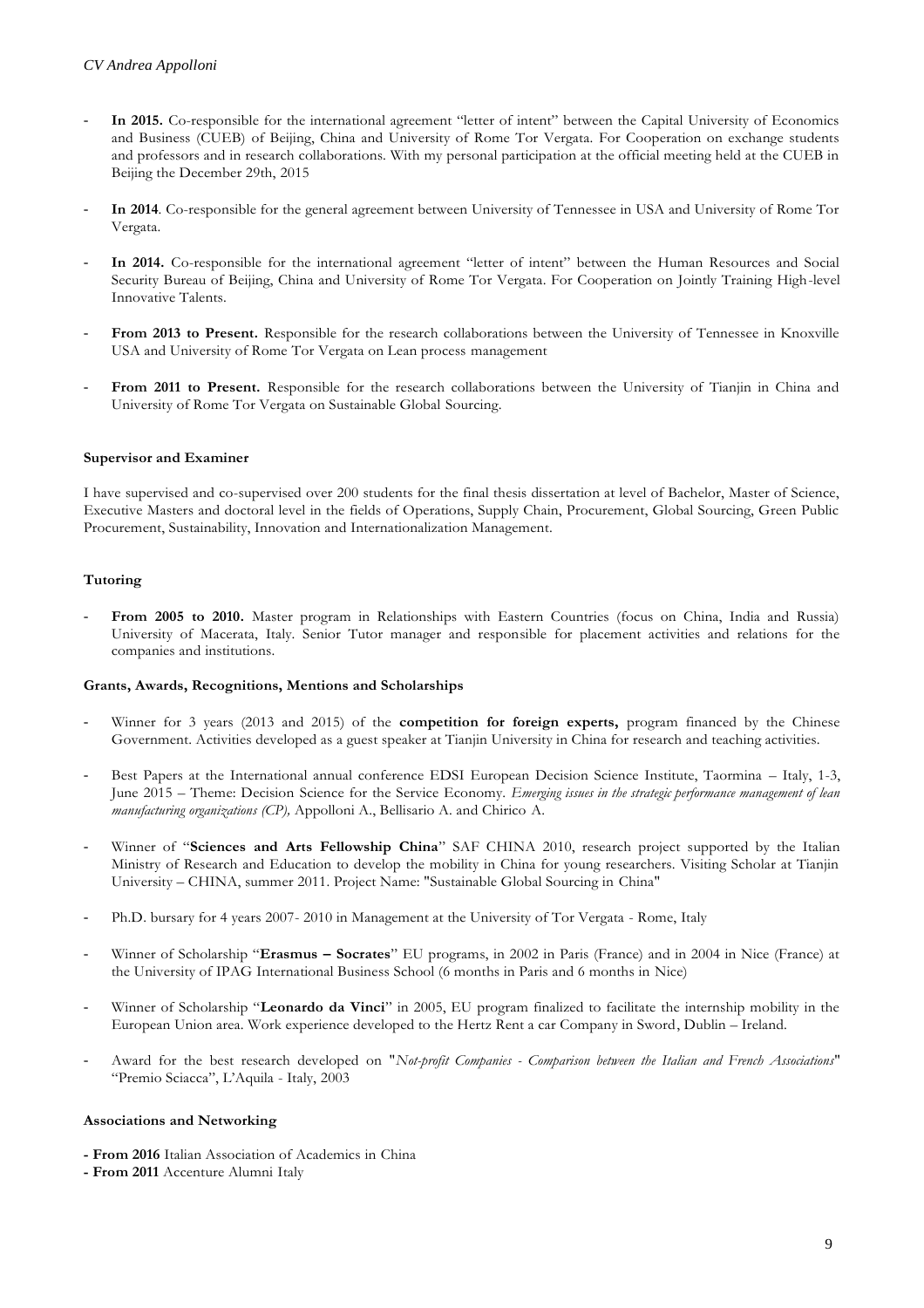- **In 2015.** Co-responsible for the international agreement "letter of intent" between the Capital University of Economics and Business (CUEB) of Beijing, China and University of Rome Tor Vergata. For Cooperation on exchange students and professors and in research collaborations. With my personal participation at the official meeting held at the CUEB in Beijing the December 29th, 2015

- **In 2014**. Co-responsible for the general agreement between University of Tennessee in USA and University of Rome Tor Vergata.

- **In 2014.** Co-responsible for the international agreement "letter of intent" between the Human Resources and Social Security Bureau of Beijing, China and University of Rome Tor Vergata. For Cooperation on Jointly Training High-level Innovative Talents.

- **From 2013 to Present.** Responsible for the research collaborations between the University of Tennessee in Knoxville USA and University of Rome Tor Vergata on Lean process management

- **From 2011 to Present.** Responsible for the research collaborations between the University of Tianjin in China and University of Rome Tor Vergata on Sustainable Global Sourcing.

**Supervisor and Examiner**

I have supervised and co-supervised over 200 students for the final thesis dissertation at level of Bachelor, Master of Science, Executive Masters and doctoral level in the fields of Operations, Supply Chain, Procurement, Global Sourcing, Green Public Procurement, Sustainability, Innovation and Internationalization Management.

**Tutoring**

- **From 2005 to 2010.** Master program in Relationships with Eastern Countries (focus on China, India and Russia) University of Macerata, Italy. Senior Tutor manager and responsible for placement activities and relations for the companies and institutions.

**Grants, Awards, Recognitions, Mentions and Scholarships**

- Winner for 3 years (2013 and 2015) of the **competition for foreign experts,** program financed by the Chinese Government. Activities developed as a guest speaker at Tianjin University in China for research and teaching activities.

- Best Papers at the International annual conference EDSI European Decision Science Institute, Taormina – Italy, 1-3, June 2015 – Theme: Decision Science for the Service Economy. *Emerging issues in the strategic performance management of lean manufacturing organizations (CP),* Appolloni A., Bellisario A. and Chirico A.

- Winner of "**Sciences and Arts Fellowship China**" SAF CHINA 2010, research project supported by the Italian Ministry of Research and Education to develop the mobility in China for young researchers. Visiting Scholar at Tianjin University – CHINA, summer 2011. Project Name: "Sustainable Global Sourcing in China"

- Ph.D. bursary for 4 years 2007- 2010 in Management at the University of Tor Vergata - Rome, Italy

- Winner of Scholarship "**Erasmus – Socrates**" EU programs, in 2002 in Paris (France) and in 2004 in Nice (France) at the University of IPAG International Business School (6 months in Paris and 6 months in Nice)

- Winner of Scholarship "**Leonardo da Vinci**" in 2005, EU program finalized to facilitate the internship mobility in the European Union area. Work experience developed to the Hertz Rent a car Company in Sword, Dublin – Ireland.

- Award for the best research developed on "*Not-profit Companies - Comparison between the Italian and French Associations*" "Premio Sciacca", L'Aquila - Italy, 2003

**Associations and Networking**

- **From 2016** Italian Association of Academics in China
- **From 2011** Accenture Alumni Italy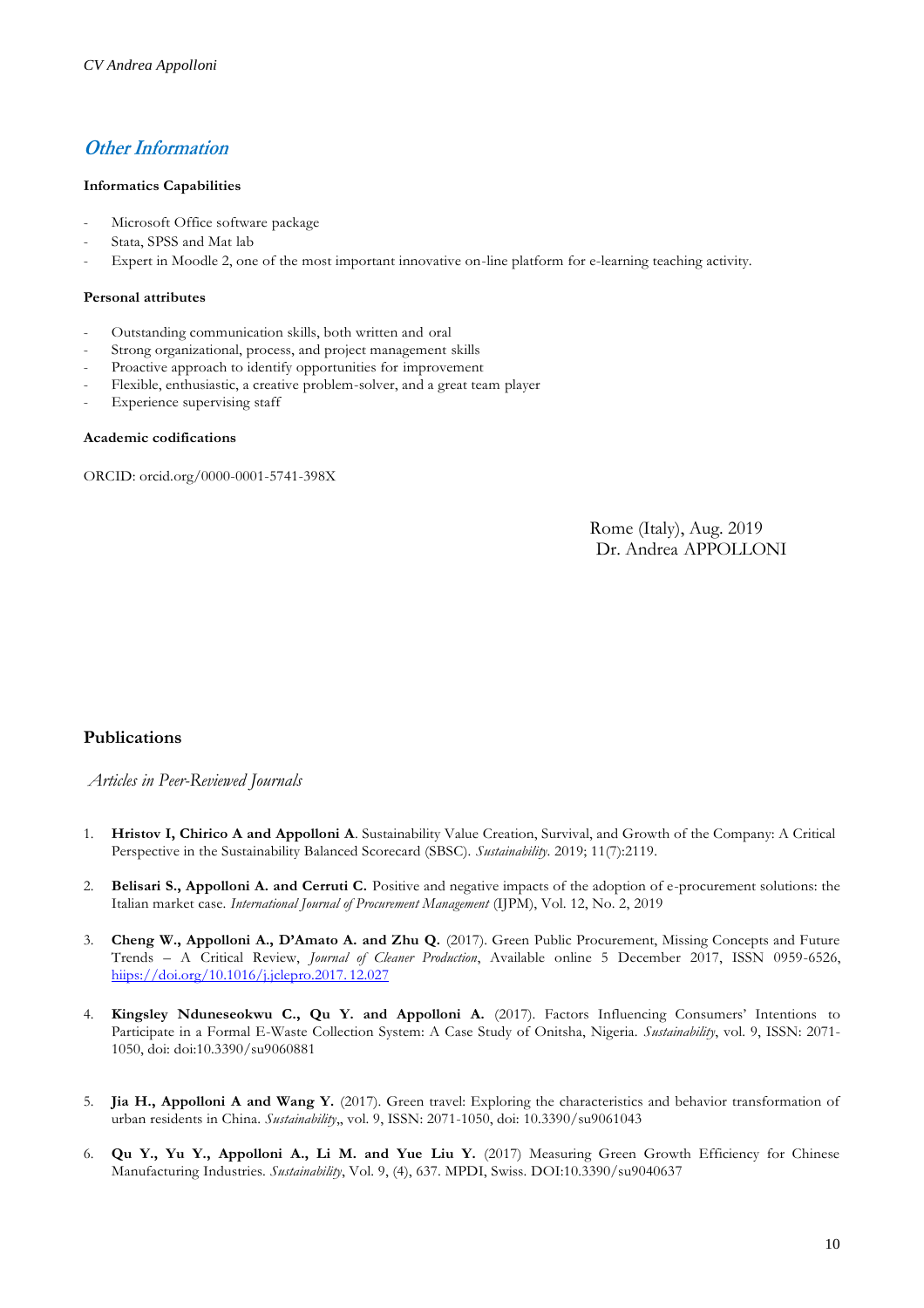## *Other Information*

**Informatics Capabilities**

- Microsoft Office software package
- Stata, SPSS and Mat lab
- Expert in Moodle 2, one of the most important innovative on-line platform for e-learning teaching activity.

**Personal attributes**

- Outstanding communication skills, both written and oral
- Strong organizational, process, and project management skills
- Proactive approach to identify opportunities for improvement
- Flexible, enthusiastic, a creative problem-solver, and a great team player
- Experience supervising staff

**Academic codifications**

ORCID: orcid.org/0000-0001-5741-398X

Rome (Italy), Aug. 2019
Dr. Andrea APPOLLONI

## Publications

*Articles in Peer-Reviewed Journals*

1. **Hristov I, Chirico A and Appolloni A**. Sustainability Value Creation, Survival, and Growth of the Company: A Critical Perspective in the Sustainability Balanced Scorecard (SBSC). *Sustainability*. 2019; 11(7):2119.

2. **Belisari S., Appolloni A. and Cerruti C.** Positive and negative impacts of the adoption of e-procurement solutions: the Italian market case. *International Journal of Procurement Management* (IJPM), Vol. 12, No. 2, 2019

3. **Cheng W., Appolloni A., D'Amato A. and Zhu Q.** (2017). Green Public Procurement, Missing Concepts and Future Trends – A Critical Review, *Journal of Cleaner Production*, Available online 5 December 2017, ISSN 0959-6526, hiips://doi.org/10.1016/j.jclepro.2017.12.027

4. **Kingsley Nduneseokwu C., Qu Y. and Appolloni A.** (2017). Factors Influencing Consumers' Intentions to Participate in a Formal E-Waste Collection System: A Case Study of Onitsha, Nigeria. *Sustainability*, vol. 9, ISSN: 2071-1050, doi: doi:10.3390/su9060881

5. **Jia H., Appolloni A and Wang Y.** (2017). Green travel: Exploring the characteristics and behavior transformation of urban residents in China. *Sustainability*,, vol. 9, ISSN: 2071-1050, doi: 10.3390/su9061043

6. **Qu Y., Yu Y., Appolloni A., Li M. and Yue Liu Y.** (2017) Measuring Green Growth Efficiency for Chinese Manufacturing Industries. *Sustainability*, Vol. 9, (4), 637. MPDI, Swiss. DOI:10.3390/su9040637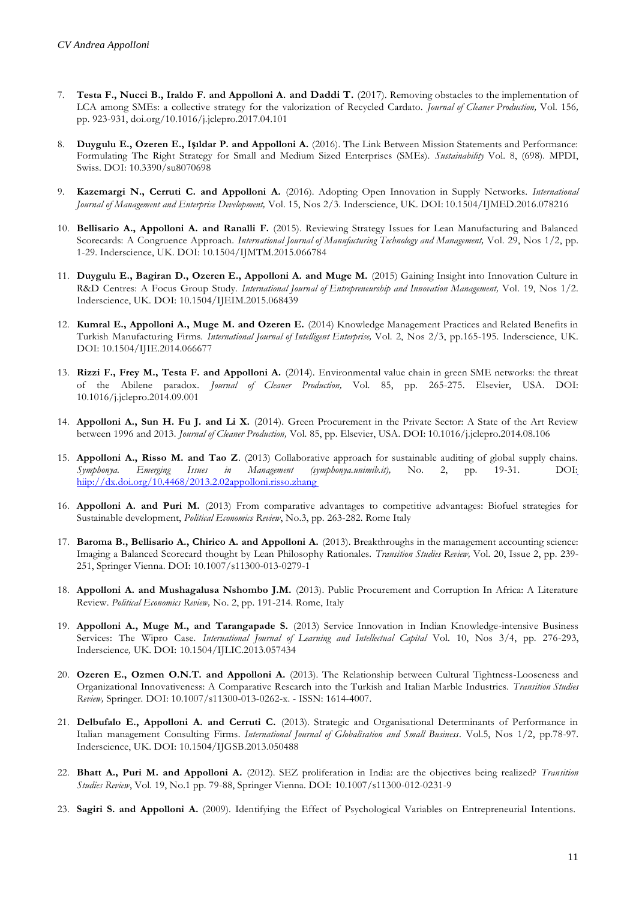7. **Testa F., Nucci B., Iraldo F. and Appolloni A. and Daddi T.** (2017). Removing obstacles to the implementation of LCA among SMEs: a collective strategy for the valorization of Recycled Cardato. *Journal of Cleaner Production,* Vol. 156, pp. 923-931, doi.org/10.1016/j.jclepro.2017.04.101

8. **Duygulu E., Ozeren E., Işıldar P. and Appolloni A.** (2016). The Link Between Mission Statements and Performance: Formulating The Right Strategy for Small and Medium Sized Enterprises (SMEs). *Sustainability* Vol. 8, (698). MPDI, Swiss. DOI: 10.3390/su8070698

9. **Kazemargi N., Cerruti C. and Appolloni A.** (2016). Adopting Open Innovation in Supply Networks. *International Journal of Management and Enterprise Development,* Vol. 15, Nos 2/3. Inderscience, UK. DOI: 10.1504/IJMED.2016.078216

10. **Bellisario A., Appolloni A. and Ranalli F.** (2015). Reviewing Strategy Issues for Lean Manufacturing and Balanced Scorecards: A Congruence Approach. *International Journal of Manufacturing Technology and Management,* Vol. 29, Nos 1/2, pp. 1-29. Inderscience, UK. DOI: 10.1504/IJMTM.2015.066784

11. **Duygulu E., Bagiran D., Ozeren E., Appolloni A. and Muge M.** (2015) Gaining Insight into Innovation Culture in R&D Centres: A Focus Group Study. *International Journal of Entrepreneurship and Innovation Management,* Vol. 19, Nos 1/2. Inderscience, UK. DOI: 10.1504/IJEIM.2015.068439

12. **Kumral E., Appolloni A., Muge M. and Ozeren E.** (2014) Knowledge Management Practices and Related Benefits in Turkish Manufacturing Firms. *International Journal of Intelligent Enterprise,* Vol. 2, Nos 2/3, pp.165-195. Inderscience, UK. DOI: 10.1504/IJIE.2014.066677

13. **Rizzi F., Frey M., Testa F. and Appolloni A.** (2014). Environmental value chain in green SME networks: the threat of the Abilene paradox. *Journal of Cleaner Production,* Vol. 85, pp. 265-275. Elsevier, USA. DOI: 10.1016/j.jclepro.2014.09.001

14. **Appolloni A., Sun H. Fu J. and Li X.** (2014). Green Procurement in the Private Sector: A State of the Art Review between 1996 and 2013. *Journal of Cleaner Production,* Vol. 85, pp. Elsevier, USA. DOI: 10.1016/j.jclepro.2014.08.106

15. **Appolloni A., Risso M. and Tao Z**. (2013) Collaborative approach for sustainable auditing of global supply chains. *Symphonya. Emerging Issues in Management (symphonya.unimib.it),* No. 2, pp. 19-31. DOI: hiip://dx.doi.org/10.4468/2013.2.02appolloni.risso.zhang

16. **Appolloni A. and Puri M.** (2013) From comparative advantages to competitive advantages: Biofuel strategies for Sustainable development, *Political Economics Review*, No.3, pp. 263-282. Rome Italy

17. **Baroma B., Bellisario A., Chirico A. and Appolloni A.** (2013). Breakthroughs in the management accounting science: Imaging a Balanced Scorecard thought by Lean Philosophy Rationales. *Transition Studies Review,* Vol. 20, Issue 2, pp. 239-251, Springer Vienna. DOI: 10.1007/s11300-013-0279-1

18. **Appolloni A. and Mushagalusa Nshombo J.M.** (2013). Public Procurement and Corruption In Africa: A Literature Review. *Political Economics Review,* No. 2, pp. 191-214. Rome, Italy

19. **Appolloni A., Muge M., and Tarangapade S.** (2013) Service Innovation in Indian Knowledge-intensive Business Services: The Wipro Case. *International Journal of Learning and Intellectual Capital* Vol. 10, Nos 3/4, pp. 276-293, Inderscience, UK. DOI: 10.1504/IJLIC.2013.057434

20. **Ozeren E., Ozmen O.N.T. and Appolloni A.** (2013). The Relationship between Cultural Tightness-Looseness and Organizational Innovativeness: A Comparative Research into the Turkish and Italian Marble Industries. *Transition Studies Review,* Springer. DOI: 10.1007/s11300-013-0262-x. - ISSN: 1614-4007.

21. **Delbufalo E., Appolloni A. and Cerruti C.** (2013). Strategic and Organisational Determinants of Performance in Italian management Consulting Firms. *International Journal of Globalisation and Small Business*. Vol.5, Nos 1/2, pp.78-97. Inderscience, UK. DOI: 10.1504/IJGSB.2013.050488

22. **Bhatt A., Puri M. and Appolloni A.** (2012). SEZ proliferation in India: are the objectives being realized? *Transition Studies Review*, Vol. 19, No.1 pp. 79-88, Springer Vienna. DOI: 10.1007/s11300-012-0231-9

23. **Sagiri S. and Appolloni A.** (2009). Identifying the Effect of Psychological Variables on Entrepreneurial Intentions.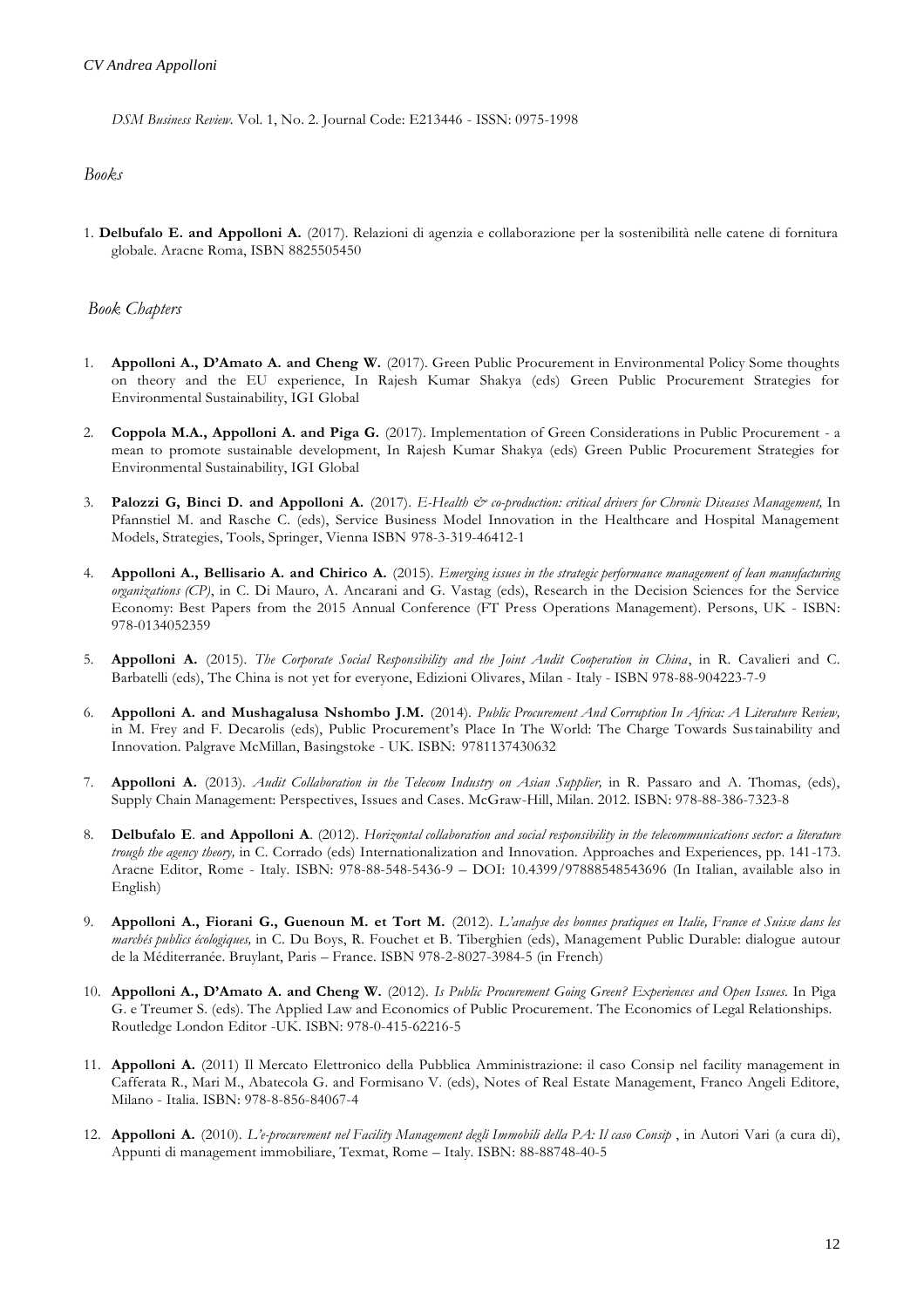*DSM Business Review.* Vol. 1, No. 2. Journal Code: E213446 - ISSN: 0975-1998

## *Books*

1. **Delbufalo E. and Appolloni A.** (2017). Relazioni di agenzia e collaborazione per la sostenibilità nelle catene di fornitura globale. Aracne Roma, ISBN 8825505450

## *Book Chapters*

1. **Appolloni A., D'Amato A. and Cheng W.** (2017). Green Public Procurement in Environmental Policy Some thoughts on theory and the EU experience, In Rajesh Kumar Shakya (eds) Green Public Procurement Strategies for Environmental Sustainability, IGI Global
2. **Coppola M.A., Appolloni A. and Piga G.** (2017). Implementation of Green Considerations in Public Procurement - a mean to promote sustainable development, In Rajesh Kumar Shakya (eds) Green Public Procurement Strategies for Environmental Sustainability, IGI Global
3. **Palozzi G, Binci D. and Appolloni A.** (2017). *E-Health & co-production: critical drivers for Chronic Diseases Management,* In Pfannstiel M. and Rasche C. (eds), Service Business Model Innovation in the Healthcare and Hospital Management Models, Strategies, Tools, Springer, Vienna ISBN 978-3-319-46412-1
4. **Appolloni A., Bellisario A. and Chirico A.** (2015). *Emerging issues in the strategic performance management of lean manufacturing organizations (CP)*, in C. Di Mauro, A. Ancarani and G. Vastag (eds), Research in the Decision Sciences for the Service Economy: Best Papers from the 2015 Annual Conference (FT Press Operations Management). Persons, UK - ISBN: 978-0134052359
5. **Appolloni A.** (2015). *The Corporate Social Responsibility and the Joint Audit Cooperation in China*, in R. Cavalieri and C. Barbatelli (eds), The China is not yet for everyone, Edizioni Olivares, Milan - Italy - ISBN 978-88-904223-7-9
6. **Appolloni A. and Mushagalusa Nshombo J.M.** (2014). *Public Procurement And Corruption In Africa: A Literature Review,* in M. Frey and F. Decarolis (eds), Public Procurement's Place In The World: The Charge Towards Sustainability and Innovation. Palgrave McMillan, Basingstoke - UK. ISBN: 9781137430632
7. **Appolloni A.** (2013). *Audit Collaboration in the Telecom Industry on Asian Supplier,* in R. Passaro and A. Thomas, (eds), Supply Chain Management: Perspectives, Issues and Cases. McGraw-Hill, Milan. 2012. ISBN: 978-88-386-7323-8
8. **Delbufalo E. and Appolloni A.** (2012). *Horizontal collaboration and social responsibility in the telecommunications sector: a literature trough the agency theory,* in C. Corrado (eds) Internationalization and Innovation. Approaches and Experiences, pp. 141-173. Aracne Editor, Rome - Italy. ISBN: 978-88-548-5436-9 – DOI: 10.4399/97888548543696 (In Italian, available also in English)
9. **Appolloni A., Fiorani G., Guenoun M. et Tort M.** (2012). *L'analyse des bonnes pratiques en Italie, France et Suisse dans les marchés publics écologiques,* in C. Du Boys, R. Fouchet et B. Tiberghien (eds), Management Public Durable: dialogue autour de la Méditerranée. Bruylant, Paris – France. ISBN 978-2-8027-3984-5 (in French)
10. **Appolloni A., D'Amato A. and Cheng W.** (2012). *Is Public Procurement Going Green? Experiences and Open Issues.* In Piga G. e Treumer S. (eds). The Applied Law and Economics of Public Procurement. The Economics of Legal Relationships. Routledge London Editor -UK. ISBN: 978-0-415-62216-5
11. **Appolloni A.** (2011) Il Mercato Elettronico della Pubblica Amministrazione: il caso Consip nel facility management in Cafferata R., Mari M., Abatecola G. and Formisano V. (eds), Notes of Real Estate Management, Franco Angeli Editore, Milano - Italia. ISBN: 978-8-856-84067-4
12. **Appolloni A.** (2010). *L'e-procurement nel Facility Management degli Immobili della PA: Il caso Consip* , in Autori Vari (a cura di), Appunti di management immobiliare, Texmat, Rome – Italy. ISBN: 88-88748-40-5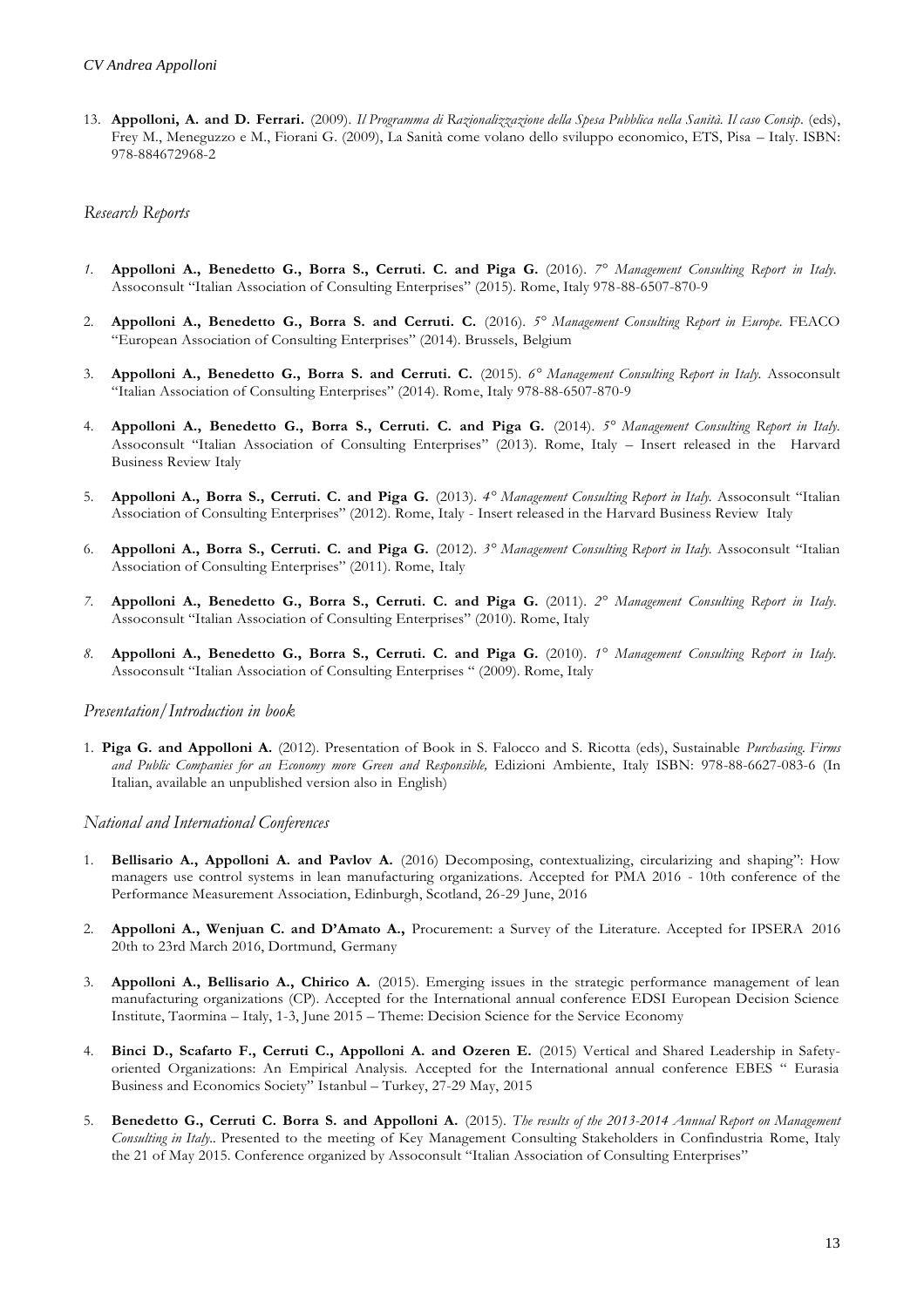13. **Appolloni, A. and D. Ferrari.** (2009). *Il Programma di Razionalizzazione della Spesa Pubblica nella Sanità. Il caso Consip*. (eds), Frey M., Meneguzzo e M., Fiorani G. (2009), La Sanità come volano dello sviluppo economico, ETS, Pisa – Italy. ISBN: 978-884672968-2

## *Research Reports*

1. **Appolloni A., Benedetto G., Borra S., Cerruti. C. and Piga G.** (2016). *7° Management Consulting Report in Italy*. Assoconsult "Italian Association of Consulting Enterprises" (2015). Rome, Italy 978-88-6507-870-9
2. **Appolloni A., Benedetto G., Borra S. and Cerruti. C.** (2016). *5° Management Consulting Report in Europe.* FEACO "European Association of Consulting Enterprises" (2014). Brussels, Belgium
3. **Appolloni A., Benedetto G., Borra S. and Cerruti. C.** (2015). *6° Management Consulting Report in Italy.* Assoconsult "Italian Association of Consulting Enterprises" (2014). Rome, Italy 978-88-6507-870-9
4. **Appolloni A., Benedetto G., Borra S., Cerruti. C. and Piga G.** (2014). *5° Management Consulting Report in Italy.* Assoconsult "Italian Association of Consulting Enterprises" (2013). Rome, Italy – Insert released in the Harvard Business Review Italy
5. **Appolloni A., Borra S., Cerruti. C. and Piga G.** (2013). *4° Management Consulting Report in Italy.* Assoconsult "Italian Association of Consulting Enterprises" (2012). Rome, Italy - Insert released in the Harvard Business Review Italy
6. **Appolloni A., Borra S., Cerruti. C. and Piga G.** (2012). *3° Management Consulting Report in Italy.* Assoconsult "Italian Association of Consulting Enterprises" (2011). Rome, Italy
7. **Appolloni A., Benedetto G., Borra S., Cerruti. C. and Piga G.** (2011). *2° Management Consulting Report in Italy.* Assoconsult "Italian Association of Consulting Enterprises" (2010). Rome, Italy
8. **Appolloni A., Benedetto G., Borra S., Cerruti. C. and Piga G.** (2010). *1° Management Consulting Report in Italy.* Assoconsult "Italian Association of Consulting Enterprises " (2009). Rome, Italy

## *Presentation/Introduction in book*

1. **Piga G. and Appolloni A.** (2012). Presentation of Book in S. Falocco and S. Ricotta (eds), Sustainable *Purchasing. Firms and Public Companies for an Economy more Green and Responsible,* Edizioni Ambiente, Italy ISBN: 978-88-6627-083-6 (In Italian, available an unpublished version also in English)

## *National and International Conferences*

1. **Bellisario A., Appolloni A. and Pavlov A.** (2016) Decomposing, contextualizing, circularizing and shaping": How managers use control systems in lean manufacturing organizations. Accepted for PMA 2016 - 10th conference of the Performance Measurement Association, Edinburgh, Scotland, 26-29 June, 2016
2. **Appolloni A., Wenjuan C. and D'Amato A.,** Procurement: a Survey of the Literature. Accepted for IPSERA 2016 20th to 23rd March 2016, Dortmund, Germany
3. **Appolloni A., Bellisario A., Chirico A.** (2015). Emerging issues in the strategic performance management of lean manufacturing organizations (CP). Accepted for the International annual conference EDSI European Decision Science Institute, Taormina – Italy, 1-3, June 2015 – Theme: Decision Science for the Service Economy
4. **Binci D., Scafarto F., Cerruti C., Appolloni A. and Ozeren E.** (2015) Vertical and Shared Leadership in Safety-oriented Organizations: An Empirical Analysis. Accepted for the International annual conference EBES " Eurasia Business and Economics Society" Istanbul – Turkey, 27-29 May, 2015
5. **Benedetto G., Cerruti C. Borra S. and Appolloni A.** (2015). *The results of the 2013-2014 Annual Report on Management Consulting in Italy.*. Presented to the meeting of Key Management Consulting Stakeholders in Confindustria Rome, Italy the 21 of May 2015. Conference organized by Assoconsult "Italian Association of Consulting Enterprises"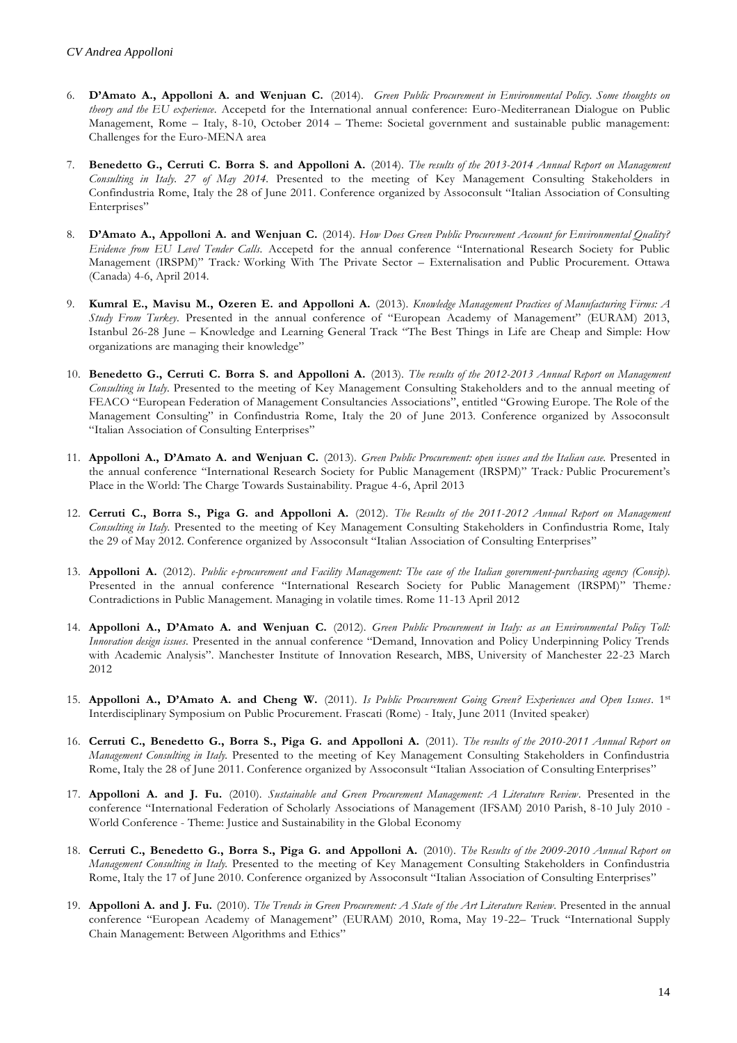6. **D'Amato A., Appolloni A. and Wenjuan C.** (2014). *Green Public Procurement in Environmental Policy. Some thoughts on theory and the EU experience*. Accepetd for the International annual conference: Euro-Mediterranean Dialogue on Public Management, Rome – Italy, 8-10, October 2014 – Theme: Societal government and sustainable public management: Challenges for the Euro-MENA area

7. **Benedetto G., Cerruti C. Borra S. and Appolloni A.** (2014). *The results of the 2013-2014 Annual Report on Management Consulting in Italy. 27 of May 2014.* Presented to the meeting of Key Management Consulting Stakeholders in Confindustria Rome, Italy the 28 of June 2011. Conference organized by Assoconsult "Italian Association of Consulting Enterprises"

8. **D'Amato A., Appolloni A. and Wenjuan C.** (2014). *How Does Green Public Procurement Account for Environmental Quality? Evidence from EU Level Tender Calls*. Accepetd for the annual conference "International Research Society for Public Management (IRSPM)" Track*:* Working With The Private Sector – Externalisation and Public Procurement. Ottawa (Canada) 4-6, April 2014.

9. **Kumral E., Mavisu M., Ozeren E. and Appolloni A.** (2013). *Knowledge Management Practices of Manufacturing Firms: A Study From Turkey*. Presented in the annual conference of "European Academy of Management" (EURAM) 2013, Istanbul 26-28 June – Knowledge and Learning General Track "The Best Things in Life are Cheap and Simple: How organizations are managing their knowledge"

10. **Benedetto G., Cerruti C. Borra S. and Appolloni A.** (2013). *The results of the 2012-2013 Annual Report on Management Consulting in Italy.* Presented to the meeting of Key Management Consulting Stakeholders and to the annual meeting of FEACO "European Federation of Management Consultancies Associations", entitled "Growing Europe. The Role of the Management Consulting" in Confindustria Rome, Italy the 20 of June 2013. Conference organized by Assoconsult "Italian Association of Consulting Enterprises"

11. **Appolloni A., D'Amato A. and Wenjuan C.** (2013). *Green Public Procurement: open issues and the Italian case.* Presented in the annual conference "International Research Society for Public Management (IRSPM)" Track*:* Public Procurement's Place in the World: The Charge Towards Sustainability. Prague 4-6, April 2013

12. **Cerruti C., Borra S., Piga G. and Appolloni A.** (2012). *The Results of the 2011-2012 Annual Report on Management Consulting in Italy.* Presented to the meeting of Key Management Consulting Stakeholders in Confindustria Rome, Italy the 29 of May 2012. Conference organized by Assoconsult "Italian Association of Consulting Enterprises"

13. **Appolloni A.** (2012). *Public e-procurement and Facility Management: The case of the Italian government-purchasing agency (Consip).* Presented in the annual conference "International Research Society for Public Management (IRSPM)" Theme*:* Contradictions in Public Management. Managing in volatile times. Rome 11-13 April 2012

14. **Appolloni A., D'Amato A. and Wenjuan C.** (2012). *Green Public Procurement in Italy: as an Environmental Policy Toll: Innovation design issues*. Presented in the annual conference "Demand, Innovation and Policy Underpinning Policy Trends with Academic Analysis". Manchester Institute of Innovation Research, MBS, University of Manchester 22-23 March 2012

15. **Appolloni A., D'Amato A. and Cheng W.** (2011). *Is Public Procurement Going Green? Experiences and Open Issues*. 1st Interdisciplinary Symposium on Public Procurement. Frascati (Rome) - Italy, June 2011 (Invited speaker)

16. **Cerruti C., Benedetto G., Borra S., Piga G. and Appolloni A.** (2011). *The results of the 2010-2011 Annual Report on Management Consulting in Italy.* Presented to the meeting of Key Management Consulting Stakeholders in Confindustria Rome, Italy the 28 of June 2011. Conference organized by Assoconsult "Italian Association of Consulting Enterprises"

17. **Appolloni A. and J. Fu.** (2010). *Sustainable and Green Procurement Management: A Literature Review*. Presented in the conference "International Federation of Scholarly Associations of Management (IFSAM) 2010 Parish, 8-10 July 2010 - World Conference - Theme: Justice and Sustainability in the Global Economy

18. **Cerruti C., Benedetto G., Borra S., Piga G. and Appolloni A.** (2010). *The Results of the 2009-2010 Annual Report on Management Consulting in Italy.* Presented to the meeting of Key Management Consulting Stakeholders in Confindustria Rome, Italy the 17 of June 2010. Conference organized by Assoconsult "Italian Association of Consulting Enterprises"

19. **Appolloni A. and J. Fu.** (2010). *The Trends in Green Procurement: A State of the Art Literature Review.* Presented in the annual conference "European Academy of Management" (EURAM) 2010, Roma, May 19-22– Truck "International Supply Chain Management: Between Algorithms and Ethics"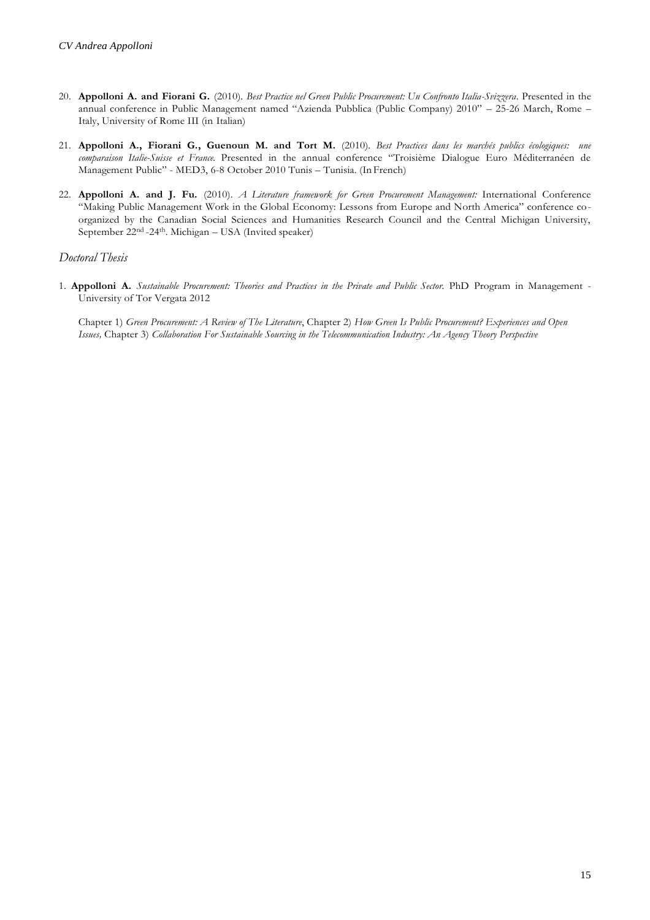20. **Appolloni A. and Fiorani G.** (2010). *Best Practice nel Green Public Procurement: Un Confronto Italia-Svizzera*. Presented in the annual conference in Public Management named "Azienda Pubblica (Public Company) 2010" – 25-26 March, Rome – Italy, University of Rome III (in Italian)

21. **Appolloni A., Fiorani G., Guenoun M. and Tort M.** (2010). *Best Practices dans les marchés publics écologiques: une comparaison Italie-Suisse et France.* Presented in the annual conference "Troisième Dialogue Euro Méditerranéen de Management Public" - MED3, 6-8 October 2010 Tunis – Tunisia. (In French)

22. **Appolloni A. and J. Fu.** (2010). *A Literature framework for Green Procurement Management:* International Conference "Making Public Management Work in the Global Economy: Lessons from Europe and North America" conference co-organized by the Canadian Social Sciences and Humanities Research Council and the Central Michigan University, September 22nd -24th. Michigan – USA (Invited speaker)

## *Doctoral Thesis*

1. **Appolloni A.** *Sustainable Procurement: Theories and Practices in the Private and Public Sector.* PhD Program in Management - University of Tor Vergata 2012

   Chapter 1) *Green Procurement: A Review of The Literature*, Chapter 2) *How Green Is Public Procurement? Experiences and Open Issues,* Chapter 3) *Collaboration For Sustainable Sourcing in the Telecommunication Industry: An Agency Theory Perspective*